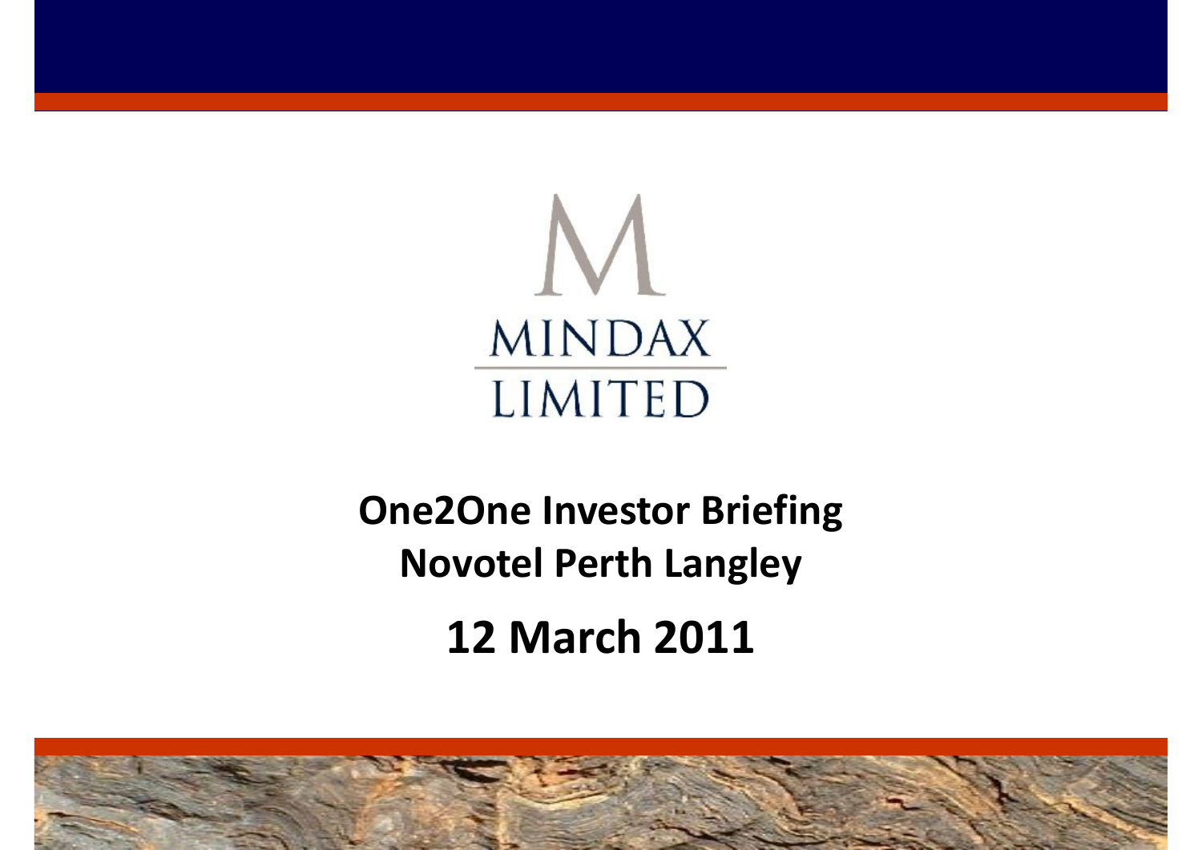MINDAX LIMITED

# One2One Investor Briefing

## Novotel Perth Langley

## 12 March 2011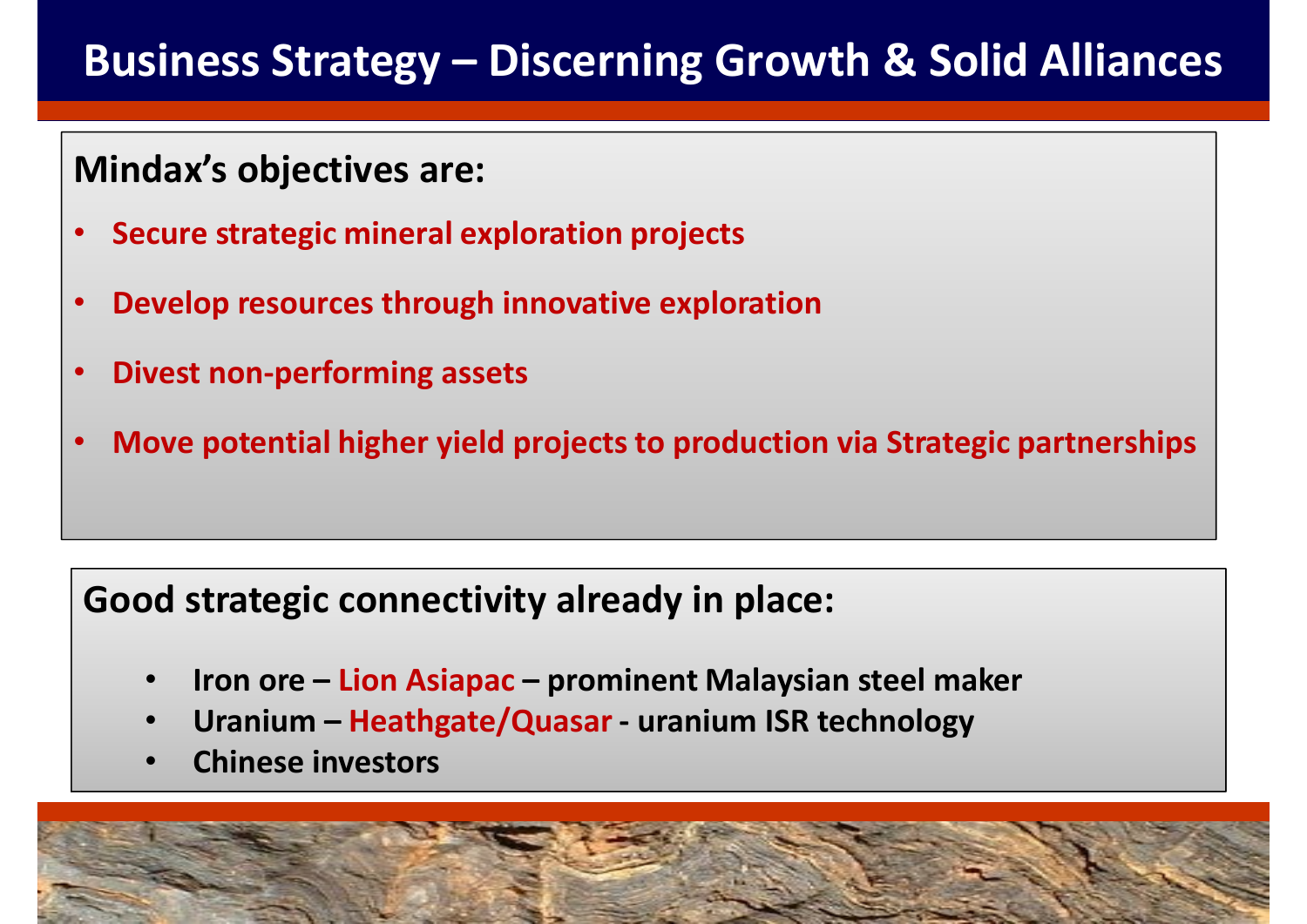# Business Strategy – Discerning Growth & Solid Alliances

**Mindax's objectives are:**

- **Secure strategic mineral exploration projects**
- **Develop resources through innovative exploration**
- **Divest non-performing assets**
- **Move potential higher yield projects to production via Strategic partnerships**

**Good strategic connectivity already in place:**

- **Iron ore – Lion Asiapac – prominent Malaysian steel maker**
- **Uranium – Heathgate/Quasar - uranium ISR technology**
- **Chinese investors**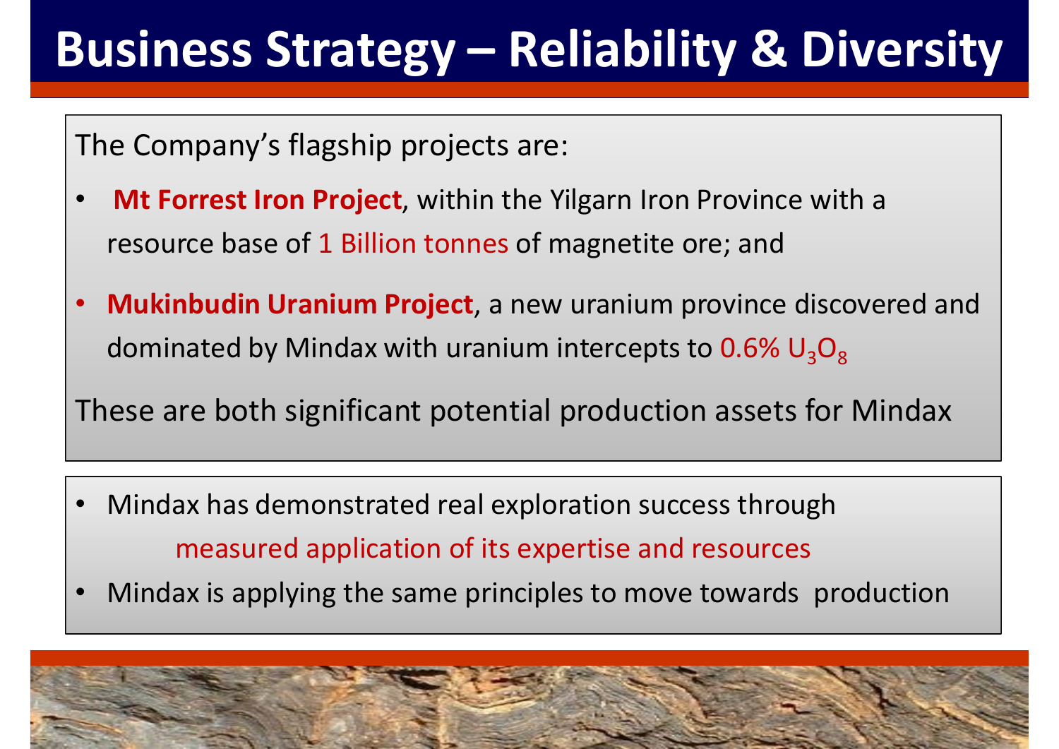# Business Strategy – Reliability & Diversity

The Company's flagship projects are:

- **Mt Forrest Iron Project**, within the Yilgarn Iron Province with a resource base of 1 Billion tonnes of magnetite ore; and
- **Mukinbudin Uranium Project**, a new uranium province discovered and dominated by Mindax with uranium intercepts to 0.6% $U_3O_8$

These are both significant potential production assets for Mindax

- Mindax has demonstrated real exploration success through measured application of its expertise and resources
- Mindax is applying the same principles to move towards production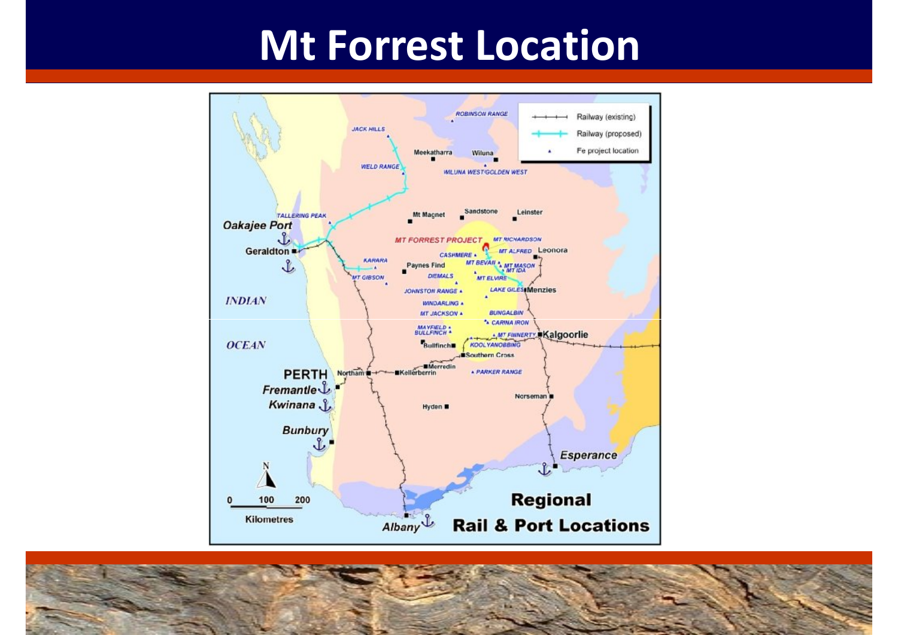# Mt Forrest Location

Railway (existing)

Railway (proposed)

Fe project location

ROBINSON RANGE

JACK HILLS

Meekatharra

Wiluna

WELD RANGE

WILUNA WEST/GOLDEN WEST

TALLERING PEAK

Mt Magnet

Sandstone

Leinster

Oakajee Port

MT FORREST PROJECT

MT RICHARDSON

Geraldton

MT ALFRED

Leonora

KARARA

CASHMERE

Paynes Find

MT BEVAN

MT MASON

MT IDA

MT GIBSON

DIEMALS

MT ELVIRE

JOHNSTON RANGE

LAKE GILES

Menzies

INDIAN

WINDARLING

MT JACKSON

BUNGALBIN

CARINA IRON

MAYFIELD

BULLFINCH

MT FINNERTY

Kalgoorlie

OCEAN

Bullfinch

KOOLYANOBBING

Southern Cross

Merredin

PERTH

Northam

Kellerberrin

Fremantle

PARKER RANGE

Kwinana

Norseman

Hyden

Bunbury

Esperance

N

0 100 200

Kilometres

Regional

Albany

Rail & Port Locations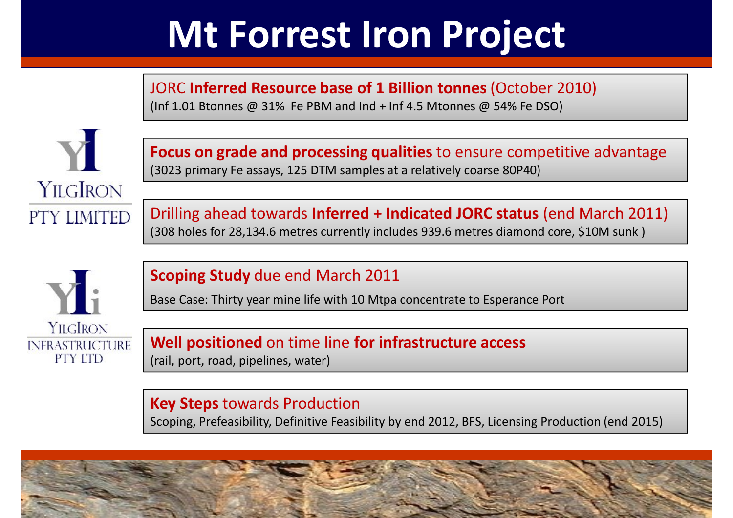# Mt Forrest Iron Project

JORC **Inferred Resource base of 1 Billion tonnes** (October 2010)
(Inf 1.01 Btonnes @ 31% Fe PBM and Ind + Inf 4.5 Mtonnes @ 54% Fe DSO)

YilgIron PTY LIMITED

**Focus on grade and processing qualities** to ensure competitive advantage
(3023 primary Fe assays, 125 DTM samples at a relatively coarse 80P40)

Drilling ahead towards **Inferred + Indicated JORC status** (end March 2011)
(308 holes for 28,134.6 metres currently includes 939.6 metres diamond core, $10M sunk )

YilgIron INFRASTRUCTURE PTY LTD

**Scoping Study** due end March 2011
Base Case: Thirty year mine life with 10 Mtpa concentrate to Esperance Port

**Well positioned** on time line **for infrastructure access**
(rail, port, road, pipelines, water)

**Key Steps** towards Production
Scoping, Prefeasibility, Definitive Feasibility by end 2012, BFS, Licensing Production (end 2015)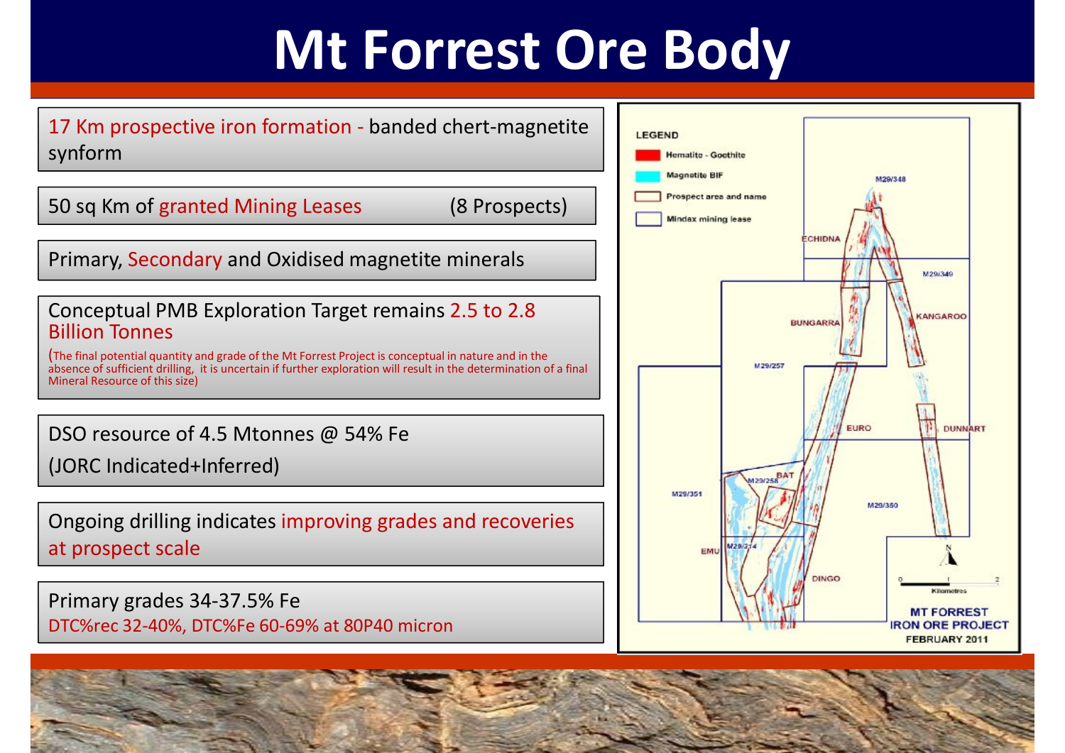# Mt Forrest Ore Body

17 Km prospective iron formation - banded chert-magnetite synform

50 sq Km of granted Mining Leases (8 Prospects)

Primary, Secondary and Oxidised magnetite minerals

Conceptual PMB Exploration Target remains 2.5 to 2.8 Billion Tonnes

(The final potential quantity and grade of the Mt Forrest Project is conceptual in nature and in the absence of sufficient drilling, it is uncertain if further exploration will result in the determination of a final Mineral Resource of this size)

DSO resource of 4.5 Mtonnes @ 54% Fe

(JORC Indicated+Inferred)

Ongoing drilling indicates improving grades and recoveries at prospect scale

Primary grades 34-37.5% Fe

DTC%rec 32-40%, DTC%Fe 60-69% at 80P40 micron

LEGEND

- Hematite - Goethite
- Magnetite BIF
- Prospect area and name
- Mindax mining lease

M29/348, M29/349, M29/257, M29/258, M29/351, M29/314, M29/350

ECHIDNA, BUNGARRA, KANGAROO, EURO, DUNNART, BAT, EMU, DINGO

0 1 2 Kilometres

MT FORREST IRON ORE PROJECT

FEBRUARY 2011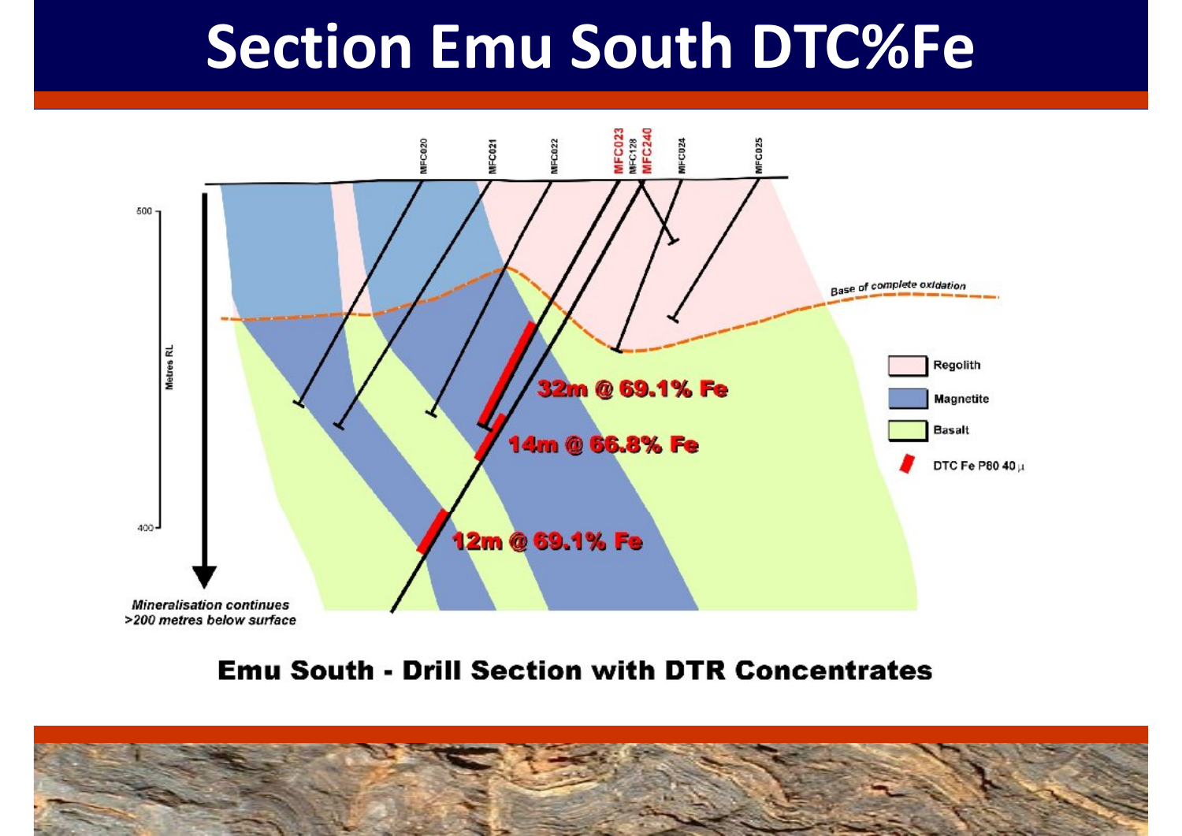# Section Emu South DTC%Fe

MFC020 MFC021 MFC022 MFC023 MFC128 MFC240 MFC024 MFC025

500

400

Metres RL

Base of complete oxidation

32m @ 69.1% Fe

14m @ 66.8% Fe

12m @ 69.1% Fe

Regolith

Magnetite

Basalt

DTC Fe P80 40 µ

*Mineralisation continues >200 metres below surface*

**Emu South - Drill Section with DTR Concentrates**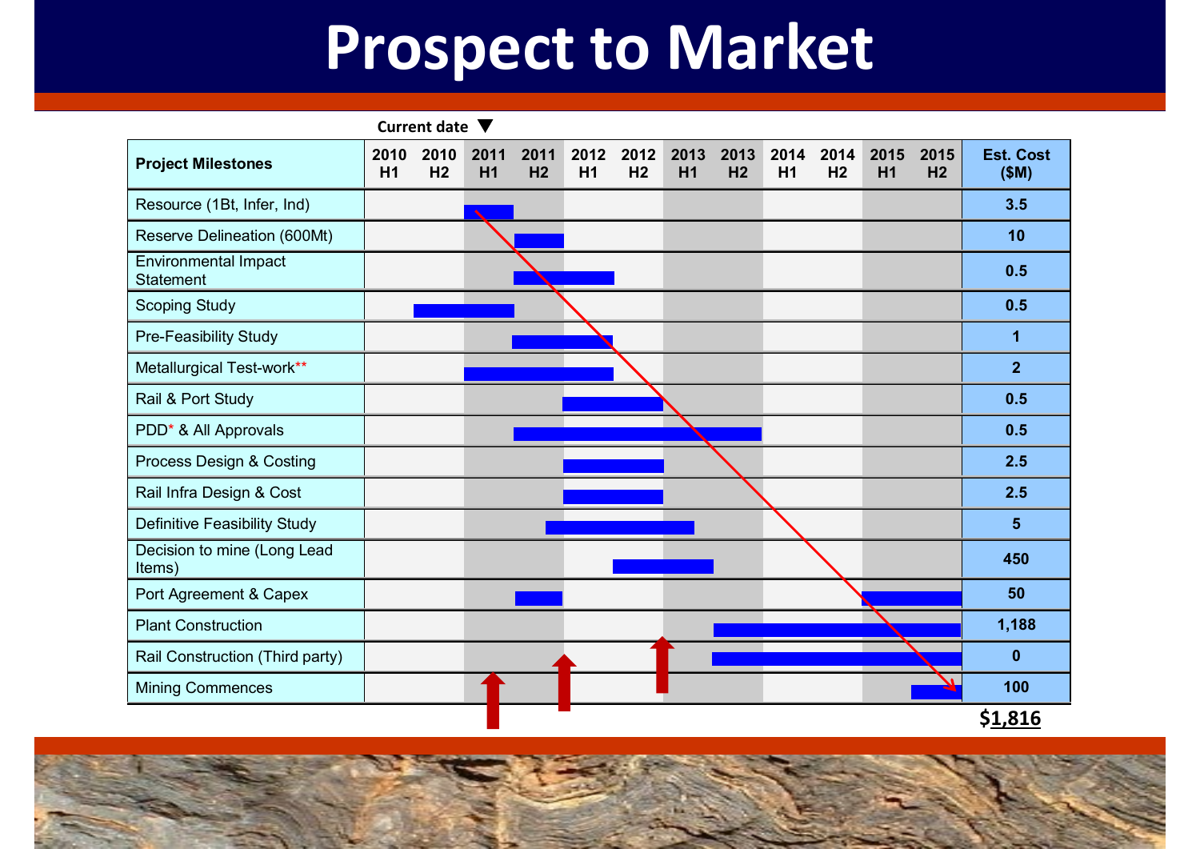# Prospect to Market

Current date ▼ (2011 H1)

| Project Milestones | 2010 H1 | 2010 H2 | 2011 H1 | 2011 H2 | 2012 H1 | 2012 H2 | 2013 H1 | 2013 H2 | 2014 H1 | 2014 H2 | 2015 H1 | 2015 H2 | Est. Cost ($M) |
|---|---|---|---|---|---|---|---|---|---|---|---|---|---|
| Resource (1Bt, Infer, Ind) | | | ■ | | | | | | | | | | 3.5 |
| Reserve Delineation (600Mt) | | | | ■ | | | | | | | | | 10 |
| Environmental Impact Statement | | | | ■ | ■ | | | | | | | | 0.5 |
| Scoping Study | | ■ | ■ | | | | | | | | | | 0.5 |
| Pre-Feasibility Study | | | | ■ | ■ | | | | | | | | 1 |
| Metallurgical Test-work** | | | ■ | ■ | ■ | | | | | | | | 2 |
| Rail & Port Study | | | | | ■ | ■ | | | | | | | 0.5 |
| PDD* & All Approvals | | | | ■ | ■ | ■ | ■ | ■ | | | | | 0.5 |
| Process Design & Costing | | | | | ■ | ■ | | | | | | | 2.5 |
| Rail Infra Design & Cost | | | | | ■ | ■ | | | | | | | 2.5 |
| Definitive Feasibility Study | | | | ■ | ■ | ■ | ■ | | | | | | 5 |
| Decision to mine (Long Lead Items) | | | | | | ■ | ■ | | | | | | 450 |
| Port Agreement & Capex | | | | ■ | | | | | | | ■ | ■ | 50 |
| Plant Construction | | | | | | | | ■ | ■ | ■ | ■ | ■ | 1,188 |
| Rail Construction (Third party) | | | | | | | | ■ | ■ | ■ | ■ | ■ | 0 |
| Mining Commences | | | | | | | | | | | | ■ | 100 |
| | | | | | | | | | | | | | **$1,816** |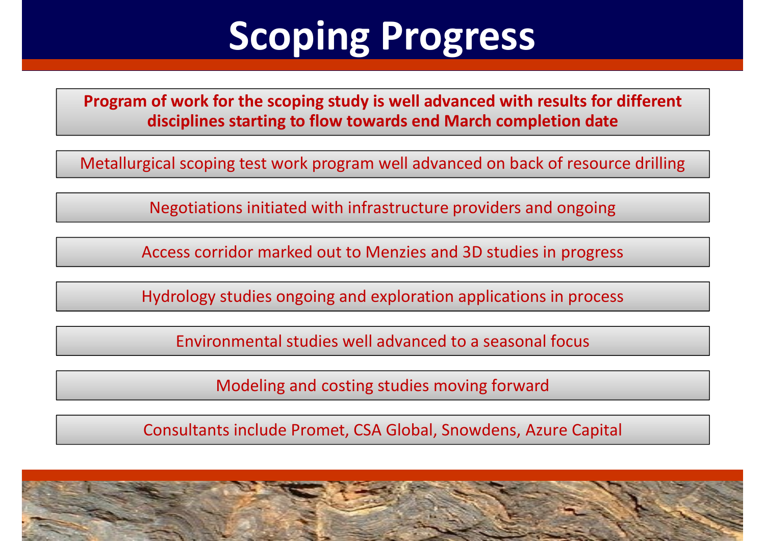# Scoping Progress

**Program of work for the scoping study is well advanced with results for different disciplines starting to flow towards end March completion date**

Metallurgical scoping test work program well advanced on back of resource drilling

Negotiations initiated with infrastructure providers and ongoing

Access corridor marked out to Menzies and 3D studies in progress

Hydrology studies ongoing and exploration applications in process

Environmental studies well advanced to a seasonal focus

Modeling and costing studies moving forward

Consultants include Promet, CSA Global, Snowdens, Azure Capital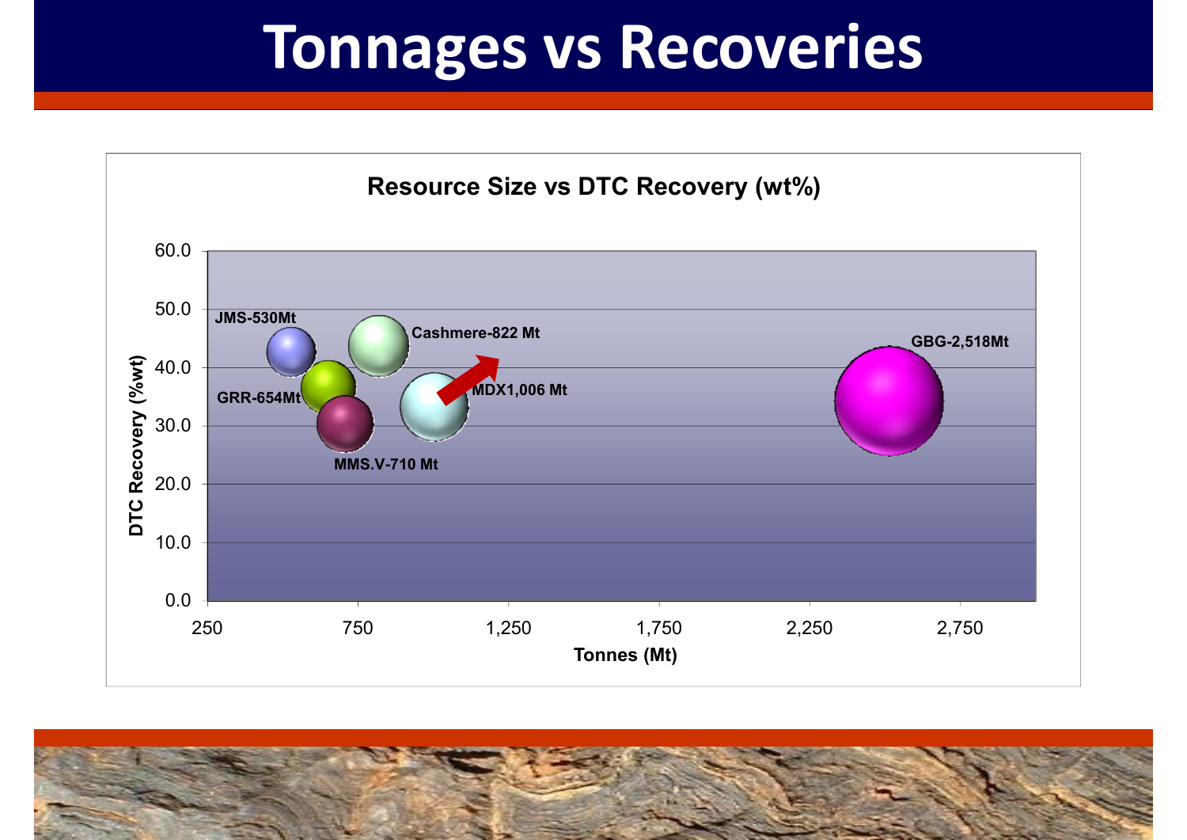# Tonnages vs Recoveries

**Resource Size vs DTC Recovery (wt%)**

DTC Recovery (%wt)

60.0
50.0
40.0
30.0
20.0
10.0
0.0

250 750 1,250 1,750 2,250 2,750

Tonnes (Mt)

JMS-530Mt
Cashmere-822 Mt
GBG-2,518Mt
GRR-654Mt
MDX1,006 Mt
MMS.V-710 Mt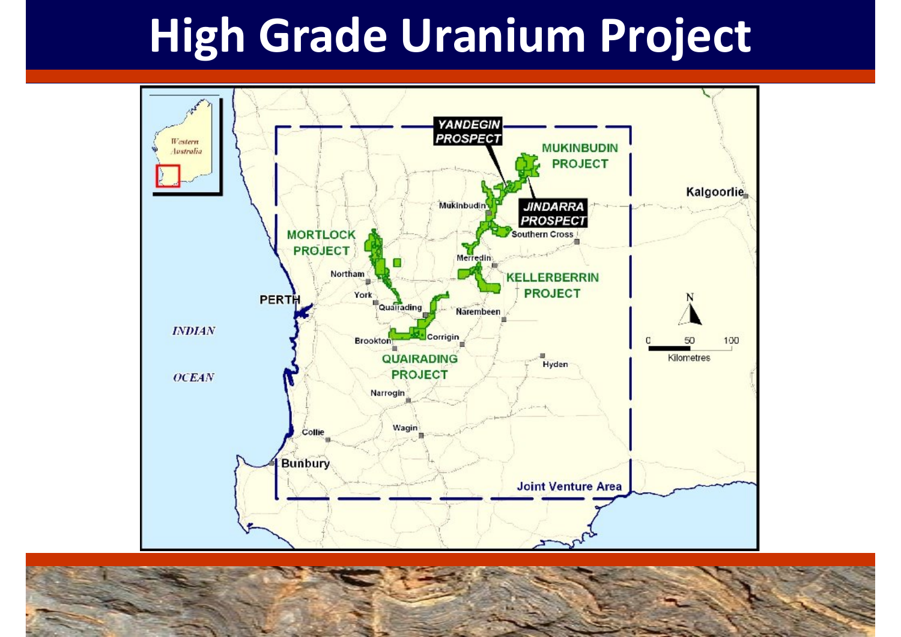# High Grade Uranium Project

Western Australia

YANDEGIN PROSPECT

MUKINBUDIN PROJECT

JINDARRA PROSPECT

Kalgoorlie

Mukinbudin

Southern Cross

MORTLOCK PROJECT

Merredin

Northam

KELLERBERRIN PROJECT

York

PERTH

Quairading

Narembeen

INDIAN

OCEAN

Brookton

Corrigin

QUAIRADING PROJECT

Hyden

Narrogin

Wagin

Collie

Bunbury

Joint Venture Area

N

0 50 100

Kilometres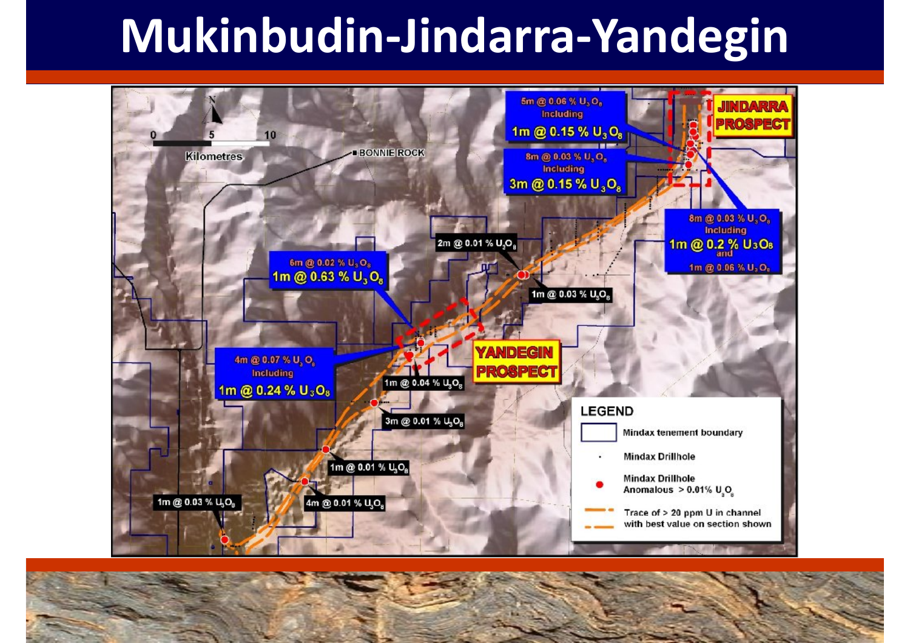# Mukinbudin-Jindarra-Yandegin

0 5 10

Kilometres

BONNIE ROCK

JINDARRA PROSPECT

YANDEGIN PROSPECT

5m @ 0.06 % $U_3O_8$ Including 1m @ 0.15 % $U_3O_8$

8m @ 0.03 % $U_3O_8$ Including 3m @ 0.15 % $U_3O_8$

8m @ 0.03 % $U_3O_8$ Including 1m @ 0.2 % $U_3O_8$ and 1m @ 0.06 % $U_3O_8$

2m @ 0.01 % $U_3O_8$

1m @ 0.03 % $U_3O_8$

6m @ 0.02 % $U_3O_8$ 1m @ 0.63 % $U_3O_8$

4m @ 0.07 % $U_3O_8$ Including 1m @ 0.24 % $U_3O_8$

1m @ 0.04 % $U_3O_8$

3m @ 0.01 % $U_3O_8$

1m @ 0.01 % $U_3O_8$

4m @ 0.01 % $U_3O_8$

1m @ 0.03 % $U_3O_8$

**LEGEND**

- Mindax tenement boundary
- Mindax Drillhole
- Mindax Drillhole Anomalous > 0.01% $U_3O_8$
- Trace of > 20 ppm U in channel with best value on section shown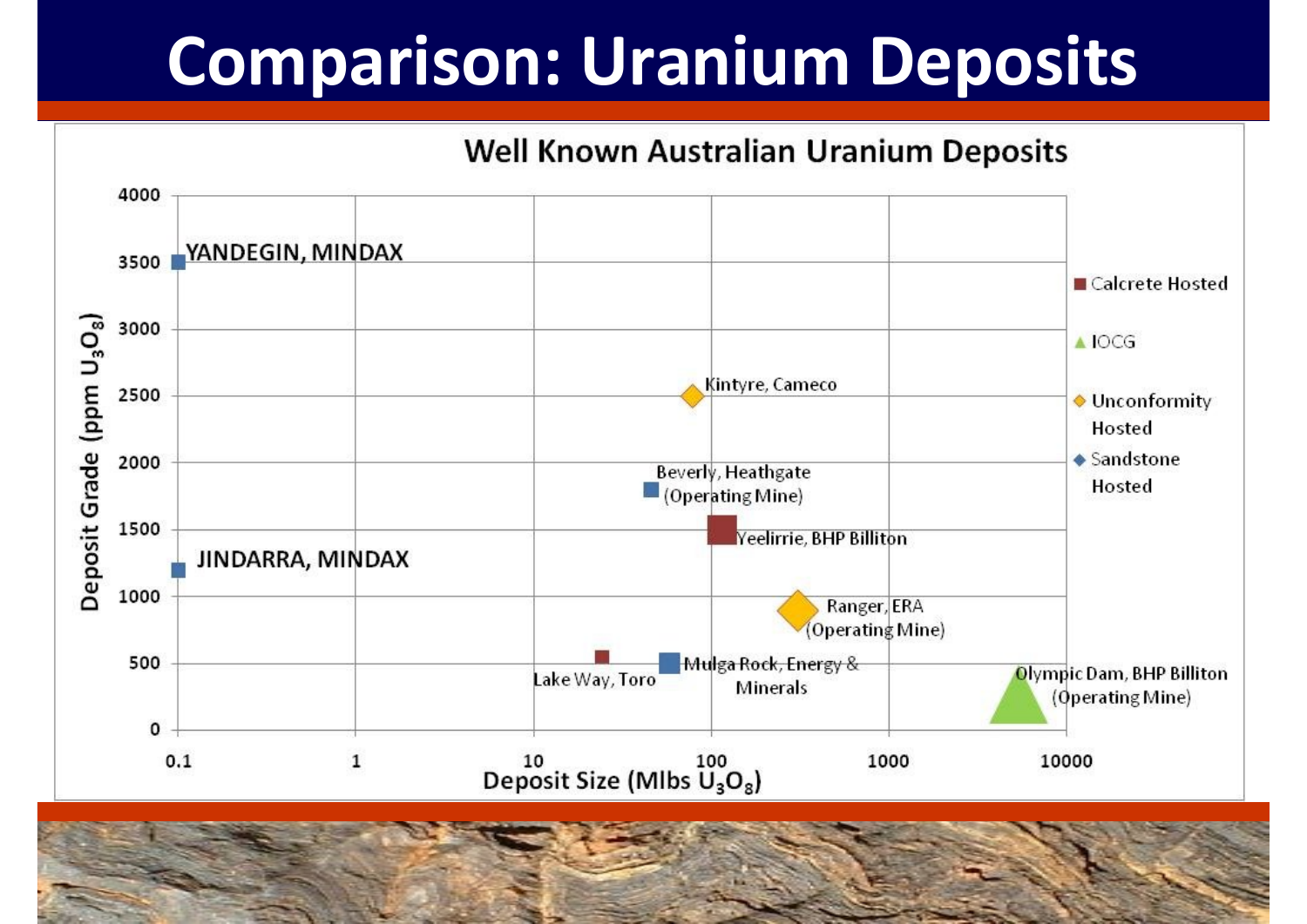# Comparison: Uranium Deposits

## Well Known Australian Uranium Deposits

Deposit Grade (ppm $U_3O_8$) vs. Deposit Size (Mlbs $U_3O_8$)

Legend: Calcrete Hosted; IOCG; Unconformity Hosted; Sandstone Hosted

- YANDEGIN, MINDAX
- JINDARRA, MINDAX
- Kintyre, Cameco
- Beverly, Heathgate (Operating Mine)
- Yeelirrie, BHP Billiton
- Ranger, ERA (Operating Mine)
- Lake Way, Toro
- Mulga Rock, Energy & Minerals
- Olympic Dam, BHP Billiton (Operating Mine)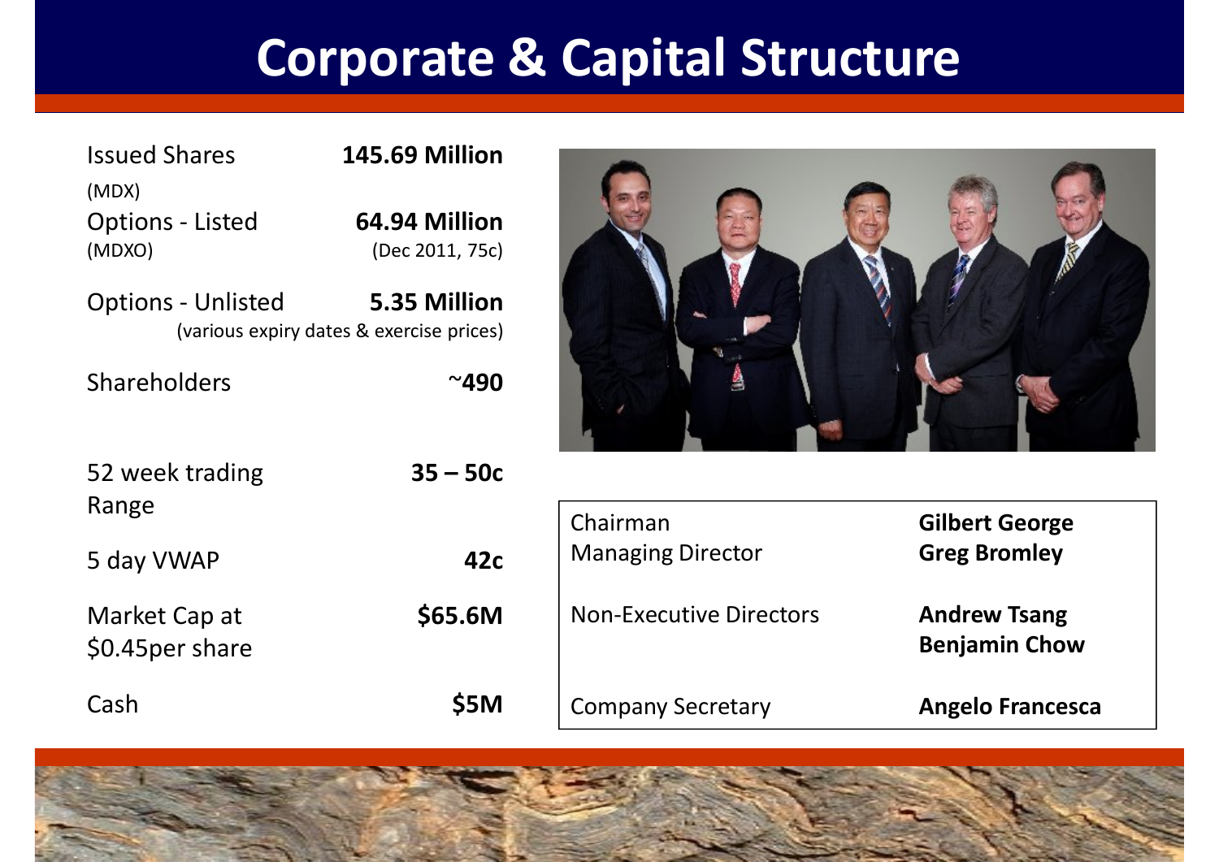# Corporate & Capital Structure

| | |
|---|---|
| Issued Shares (MDX) | **145.69 Million** |
| Options - Listed (MDXO) | **64.94 Million** (Dec 2011, 75c) |
| Options - Unlisted | **5.35 Million** (various expiry dates & exercise prices) |
| Shareholders | **~490** |
| 52 week trading Range | **35 – 50c** |
| 5 day VWAP | **42c** |
| Market Cap at $0.45per share | **$65.6M** |
| Cash | **$5M** |

| | |
|---|---|
| Chairman | **Gilbert George** |
| Managing Director | **Greg Bromley** |
| Non-Executive Directors | **Andrew Tsang** |
| | **Benjamin Chow** |
| Company Secretary | **Angelo Francesca** |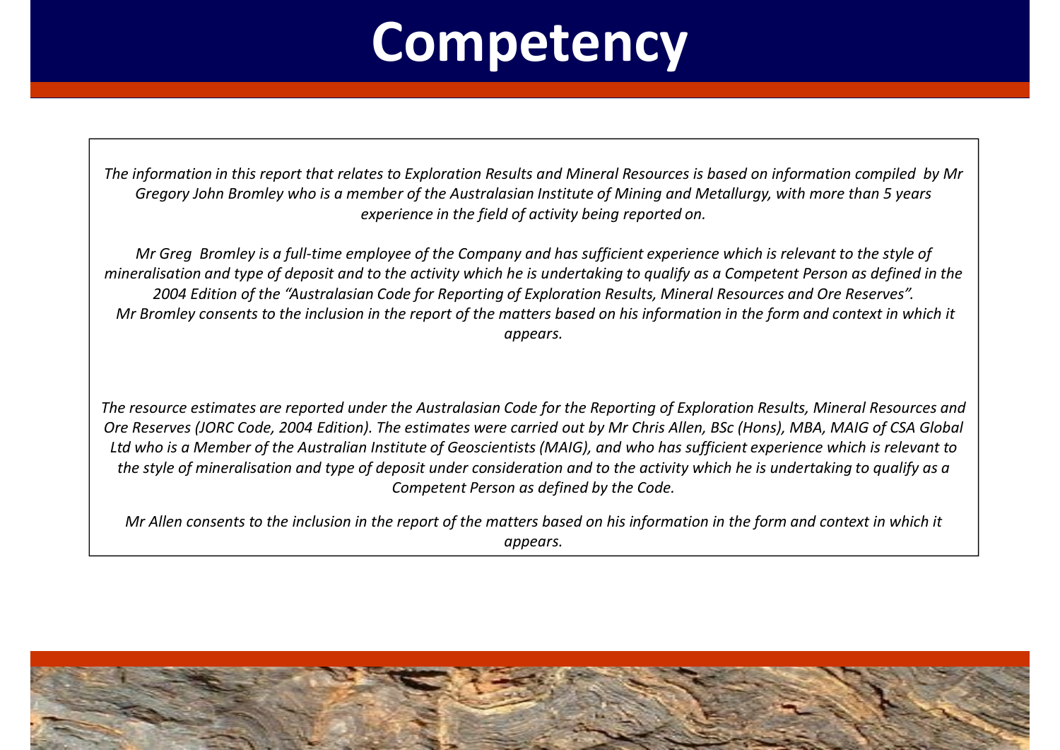# Competency

*The information in this report that relates to Exploration Results and Mineral Resources is based on information compiled by Mr Gregory John Bromley who is a member of the Australasian Institute of Mining and Metallurgy, with more than 5 years experience in the field of activity being reported on.*

*Mr Greg Bromley is a full-time employee of the Company and has sufficient experience which is relevant to the style of mineralisation and type of deposit and to the activity which he is undertaking to qualify as a Competent Person as defined in the 2004 Edition of the "Australasian Code for Reporting of Exploration Results, Mineral Resources and Ore Reserves". Mr Bromley consents to the inclusion in the report of the matters based on his information in the form and context in which it appears.*

*The resource estimates are reported under the Australasian Code for the Reporting of Exploration Results, Mineral Resources and Ore Reserves (JORC Code, 2004 Edition). The estimates were carried out by Mr Chris Allen, BSc (Hons), MBA, MAIG of CSA Global Ltd who is a Member of the Australian Institute of Geoscientists (MAIG), and who has sufficient experience which is relevant to the style of mineralisation and type of deposit under consideration and to the activity which he is undertaking to qualify as a Competent Person as defined by the Code.*

*Mr Allen consents to the inclusion in the report of the matters based on his information in the form and context in which it appears.*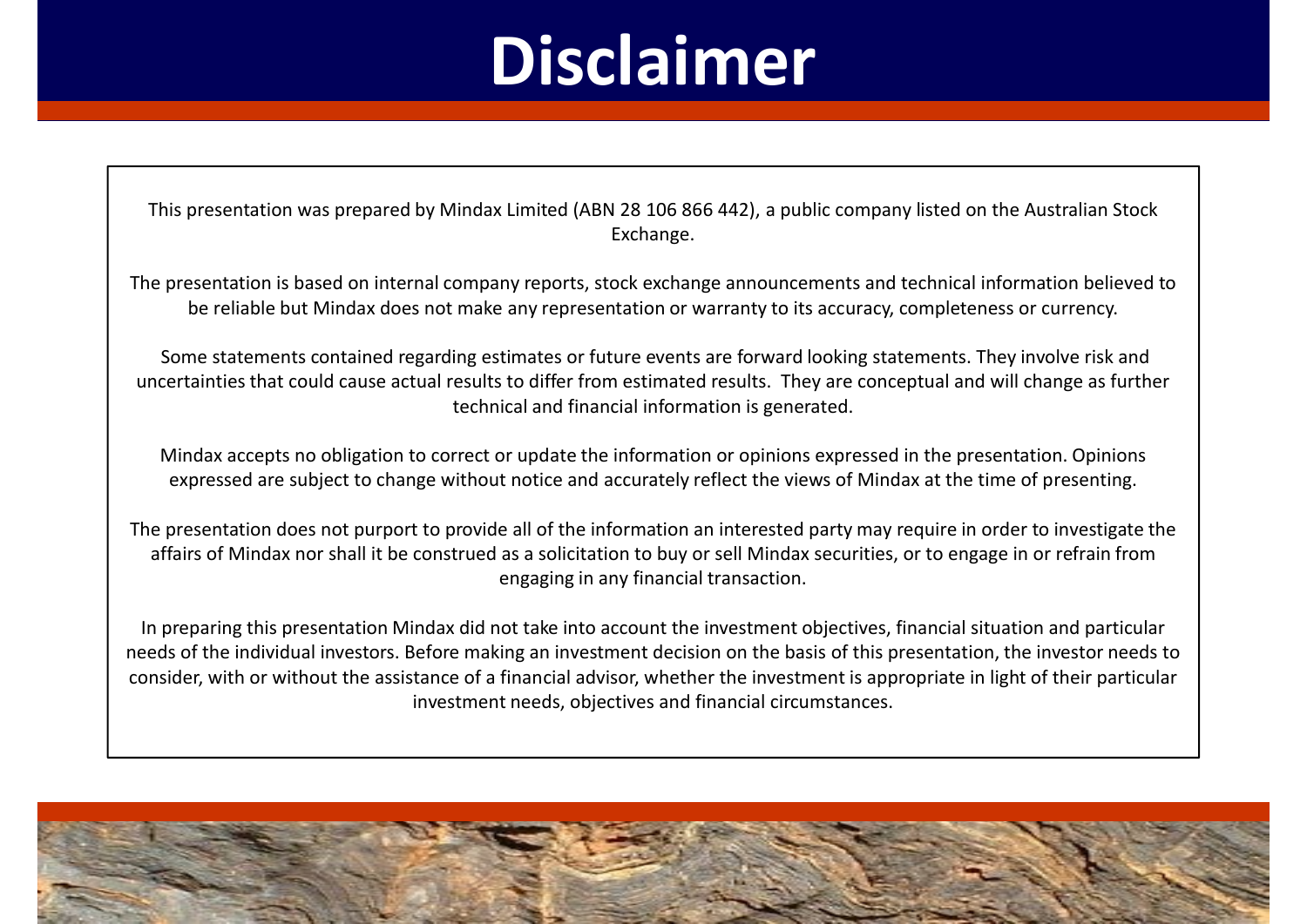# Disclaimer

This presentation was prepared by Mindax Limited (ABN 28 106 866 442), a public company listed on the Australian Stock Exchange.

The presentation is based on internal company reports, stock exchange announcements and technical information believed to be reliable but Mindax does not make any representation or warranty to its accuracy, completeness or currency.

Some statements contained regarding estimates or future events are forward looking statements. They involve risk and uncertainties that could cause actual results to differ from estimated results. They are conceptual and will change as further technical and financial information is generated.

Mindax accepts no obligation to correct or update the information or opinions expressed in the presentation. Opinions expressed are subject to change without notice and accurately reflect the views of Mindax at the time of presenting.

The presentation does not purport to provide all of the information an interested party may require in order to investigate the affairs of Mindax nor shall it be construed as a solicitation to buy or sell Mindax securities, or to engage in or refrain from engaging in any financial transaction.

In preparing this presentation Mindax did not take into account the investment objectives, financial situation and particular needs of the individual investors. Before making an investment decision on the basis of this presentation, the investor needs to consider, with or without the assistance of a financial advisor, whether the investment is appropriate in light of their particular investment needs, objectives and financial circumstances.